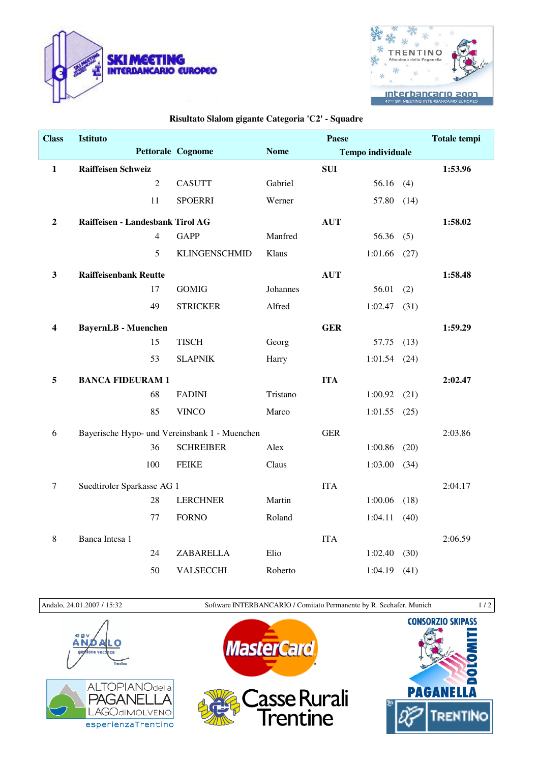SKI MEETING INTERBANCARIO EUROPEO

TRENTINO Altopiano della Paganella — interbancario 2007 — 47° SKI MEETING INTERBANCARIO EUROPEO

## Risultato Slalom gigante Categoria 'C2' - Squadre

| Class | Istituto | | | | Paese | | Totale tempi |
|---|---|---|---|---|---|---|---|
| | | Pettorale | Cognome | Nome | Tempo individuale | | |
| **1** | **Raiffeisen Schweiz** | | | | **SUI** | | **1:53.96** |
| | | 2 | CASUTT | Gabriel | 56.16 | (4) | |
| | | 11 | SPOERRI | Werner | 57.80 | (14) | |
| **2** | **Raiffeisen - Landesbank Tirol AG** | | | | **AUT** | | **1:58.02** |
| | | 4 | GAPP | Manfred | 56.36 | (5) | |
| | | 5 | KLINGENSCHMID | Klaus | 1:01.66 | (27) | |
| **3** | **Raiffeisenbank Reutte** | | | | **AUT** | | **1:58.48** |
| | | 17 | GOMIG | Johannes | 56.01 | (2) | |
| | | 49 | STRICKER | Alfred | 1:02.47 | (31) | |
| **4** | **BayernLB - Muenchen** | | | | **GER** | | **1:59.29** |
| | | 15 | TISCH | Georg | 57.75 | (13) | |
| | | 53 | SLAPNIK | Harry | 1:01.54 | (24) | |
| **5** | **BANCA FIDEURAM 1** | | | | **ITA** | | **2:02.47** |
| | | 68 | FADINI | Tristano | 1:00.92 | (21) | |
| | | 85 | VINCO | Marco | 1:01.55 | (25) | |
| 6 | Bayerische Hypo- und Vereinsbank 1 - Muenchen | | | | GER | | 2:03.86 |
| | | 36 | SCHREIBER | Alex | 1:00.86 | (20) | |
| | | 100 | FEIKE | Claus | 1:03.00 | (34) | |
| 7 | Suedtiroler Sparkasse AG 1 | | | | ITA | | 2:04.17 |
| | | 28 | LERCHNER | Martin | 1:00.06 | (18) | |
| | | 77 | FORNO | Roland | 1:04.11 | (40) | |
| 8 | Banca Intesa 1 | | | | ITA | | 2:06.59 |
| | | 24 | ZABARELLA | Elio | 1:02.40 | (30) | |
| | | 50 | VALSECCHI | Roberto | 1:04.19 | (41) | |

Andalo, 24.01.2007 / 15:32 — Software INTERBANCARIO / Comitato Permanente by R. Seehafer, Munich

apt ANDALO gestione vacanze Trentino — MasterCard — CONSORZIO SKIPASS DOLOMITI PAGANELLA — ALTOPIANO della PAGANELLA LAGO di MOLVENO esperienzaTrentino — Casse Rurali Trentine — TRENTINO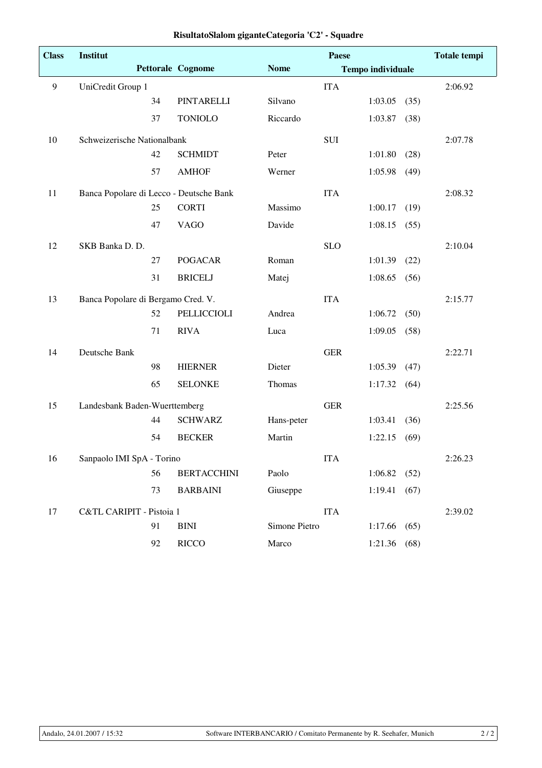# RisultatoSlalom giganteCategoria 'C2' - Squadre

| Class | Institut | | | Paese | | | Totale tempi |
|---|---|---|---|---|---|---|---|
| | Pettorale | Cognome | Nome | | Tempo individuale | | |
| 9 | UniCredit Group 1 | | | ITA | | | 2:06.92 |
| | 34 | PINTARELLI | Silvano | | 1:03.05 | (35) | |
| | 37 | TONIOLO | Riccardo | | 1:03.87 | (38) | |
| 10 | Schweizerische Nationalbank | | | SUI | | | 2:07.78 |
| | 42 | SCHMIDT | Peter | | 1:01.80 | (28) | |
| | 57 | AMHOF | Werner | | 1:05.98 | (49) | |
| 11 | Banca Popolare di Lecco - Deutsche Bank | | | ITA | | | 2:08.32 |
| | 25 | CORTI | Massimo | | 1:00.17 | (19) | |
| | 47 | VAGO | Davide | | 1:08.15 | (55) | |
| 12 | SKB Banka D. D. | | | SLO | | | 2:10.04 |
| | 27 | POGACAR | Roman | | 1:01.39 | (22) | |
| | 31 | BRICELJ | Matej | | 1:08.65 | (56) | |
| 13 | Banca Popolare di Bergamo Cred. V. | | | ITA | | | 2:15.77 |
| | 52 | PELLICCIOLI | Andrea | | 1:06.72 | (50) | |
| | 71 | RIVA | Luca | | 1:09.05 | (58) | |
| 14 | Deutsche Bank | | | GER | | | 2:22.71 |
| | 98 | HIERNER | Dieter | | 1:05.39 | (47) | |
| | 65 | SELONKE | Thomas | | 1:17.32 | (64) | |
| 15 | Landesbank Baden-Wuerttemberg | | | GER | | | 2:25.56 |
| | 44 | SCHWARZ | Hans-peter | | 1:03.41 | (36) | |
| | 54 | BECKER | Martin | | 1:22.15 | (69) | |
| 16 | Sanpaolo IMI SpA - Torino | | | ITA | | | 2:26.23 |
| | 56 | BERTACCHINI | Paolo | | 1:06.82 | (52) | |
| | 73 | BARBAINI | Giuseppe | | 1:19.41 | (67) | |
| 17 | C&TL CARIPIT - Pistoia 1 | | | ITA | | | 2:39.02 |
| | 91 | BINI | Simone Pietro | | 1:17.66 | (65) | |
| | 92 | RICCO | Marco | | 1:21.36 | (68) | |

Andalo, 24.01.2007 / 15:32 — Software INTERBANCARIO / Comitato Permanente by R. Seehafer, Munich